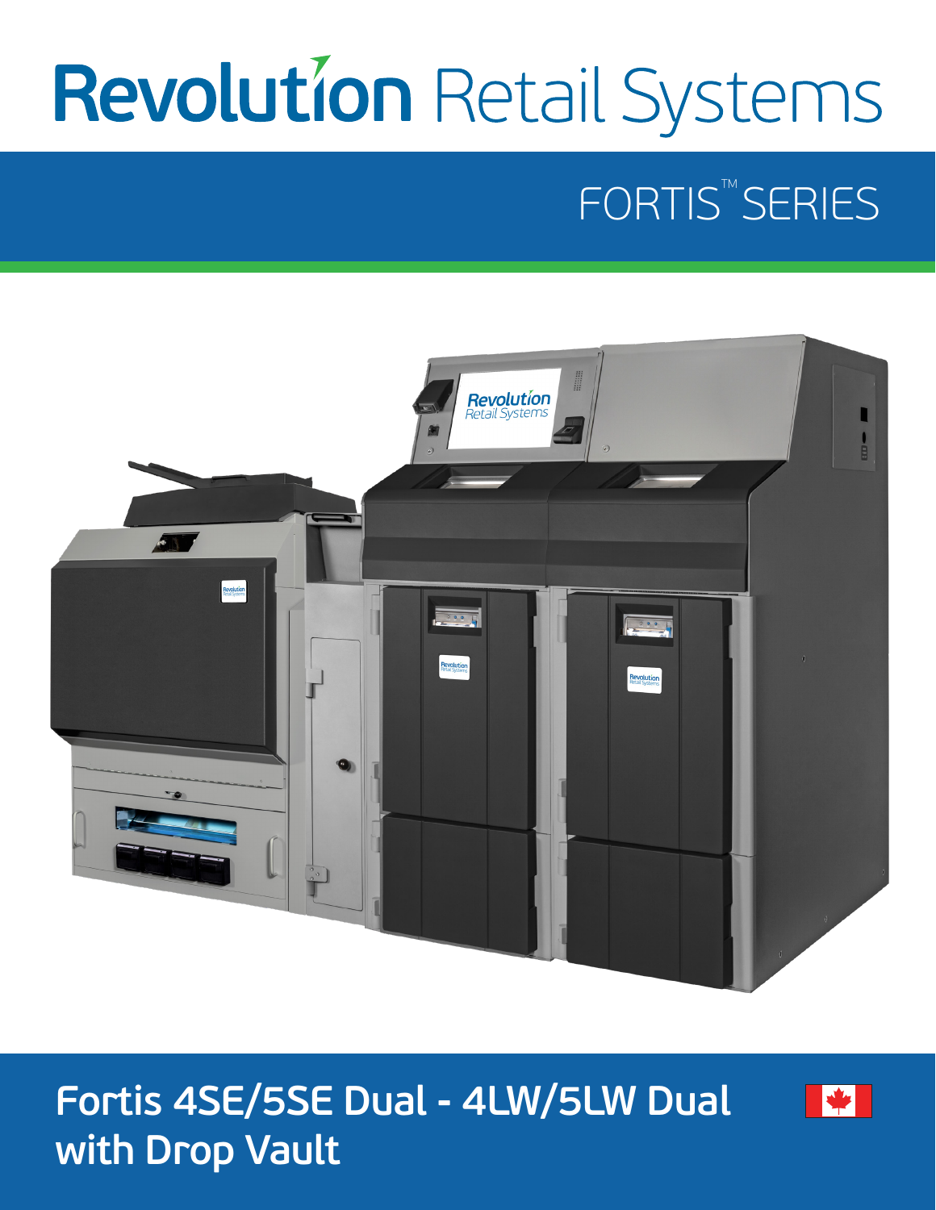# Revolution Retail Systems

## FORTIS™ SERIES

## Fortis 4SE/5SE Dual - 4LW/5LW Dual with Drop Vault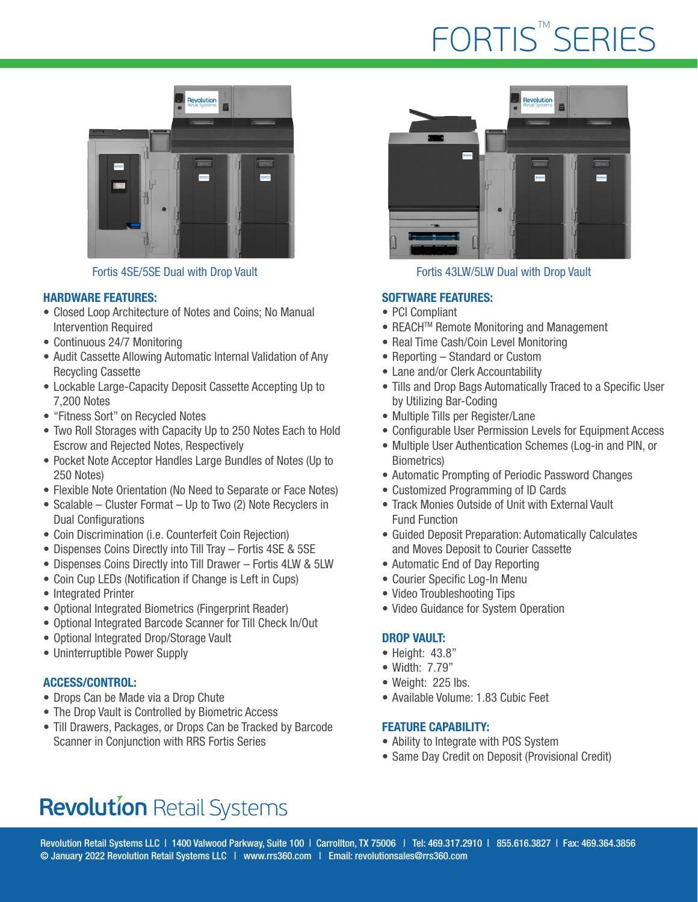# FORTIS™ SERIES

Fortis 4SE/5SE Dual with Drop Vault

Fortis 43LW/5LW Dual with Drop Vault

## HARDWARE FEATURES:

- Closed Loop Architecture of Notes and Coins; No Manual Intervention Required
- Continuous 24/7 Monitoring
- Audit Cassette Allowing Automatic Internal Validation of Any Recycling Cassette
- Lockable Large-Capacity Deposit Cassette Accepting Up to 7,200 Notes
- "Fitness Sort" on Recycled Notes
- Two Roll Storages with Capacity Up to 250 Notes Each to Hold Escrow and Rejected Notes, Respectively
- Pocket Note Acceptor Handles Large Bundles of Notes (Up to 250 Notes)
- Flexible Note Orientation (No Need to Separate or Face Notes)
- Scalable – Cluster Format – Up to Two (2) Note Recyclers in Dual Configurations
- Coin Discrimination (i.e. Counterfeit Coin Rejection)
- Dispenses Coins Directly into Till Tray – Fortis 4SE & 5SE
- Dispenses Coins Directly into Till Drawer – Fortis 4LW & 5LW
- Coin Cup LEDs (Notification if Change is Left in Cups)
- Integrated Printer
- Optional Integrated Biometrics (Fingerprint Reader)
- Optional Integrated Barcode Scanner for Till Check In/Out
- Optional Integrated Drop/Storage Vault
- Uninterruptible Power Supply

## ACCESS/CONTROL:

- Drops Can be Made via a Drop Chute
- The Drop Vault is Controlled by Biometric Access
- Till Drawers, Packages, or Drops Can be Tracked by Barcode Scanner in Conjunction with RRS Fortis Series

## SOFTWARE FEATURES:

- PCI Compliant
- REACH™ Remote Monitoring and Management
- Real Time Cash/Coin Level Monitoring
- Reporting – Standard or Custom
- Lane and/or Clerk Accountability
- Tills and Drop Bags Automatically Traced to a Specific User by Utilizing Bar-Coding
- Multiple Tills per Register/Lane
- Configurable User Permission Levels for Equipment Access
- Multiple User Authentication Schemes (Log-in and PIN, or Biometrics)
- Automatic Prompting of Periodic Password Changes
- Customized Programming of ID Cards
- Track Monies Outside of Unit with External Vault Fund Function
- Guided Deposit Preparation: Automatically Calculates and Moves Deposit to Courier Cassette
- Automatic End of Day Reporting
- Courier Specific Log-In Menu
- Video Troubleshooting Tips
- Video Guidance for System Operation

## DROP VAULT:

- Height: 43.8"
- Width: 7.79"
- Weight: 225 lbs.
- Available Volume: 1.83 Cubic Feet

## FEATURE CAPABILITY:

- Ability to Integrate with POS System
- Same Day Credit on Deposit (Provisional Credit)

**Revolution** Retail Systems

Revolution Retail Systems LLC | 1400 Valwood Parkway, Suite 100 | Carrollton, TX 75006 | Tel: 469.317.2910 | 855.616.3827 | Fax: 469.364.3856
© January 2022 Revolution Retail Systems LLC | www.rrs360.com | Email: revolutionsales@rrs360.com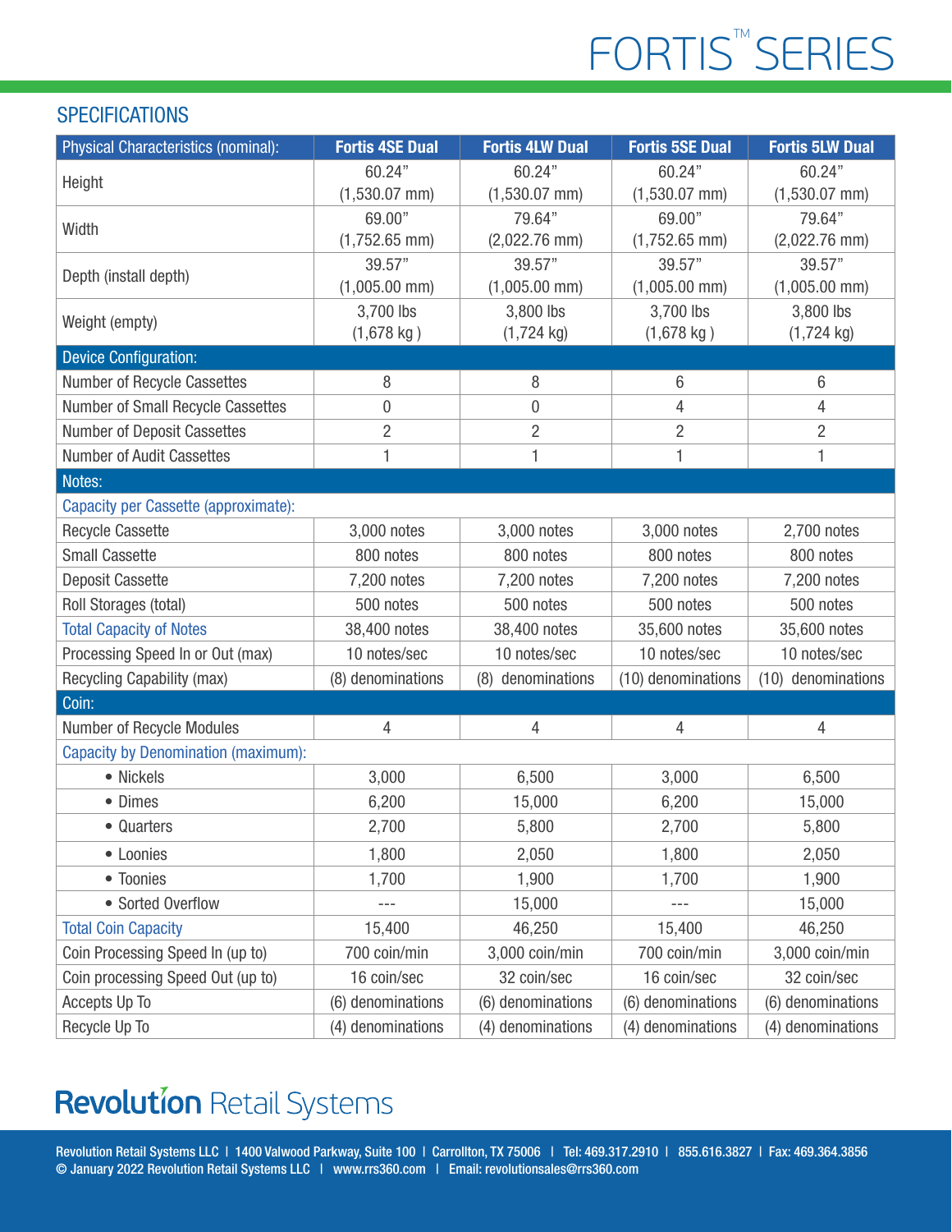# FORTIS™ SERIES

## SPECIFICATIONS

| Physical Characteristics (nominal): | Fortis 4SE Dual | Fortis 4LW Dual | Fortis 5SE Dual | Fortis 5LW Dual |
|---|---|---|---|---|
| Height | 60.24" (1,530.07 mm) | 60.24" (1,530.07 mm) | 60.24" (1,530.07 mm) | 60.24" (1,530.07 mm) |
| Width | 69.00" (1,752.65 mm) | 79.64" (2,022.76 mm) | 69.00" (1,752.65 mm) | 79.64" (2,022.76 mm) |
| Depth (install depth) | 39.57" (1,005.00 mm) | 39.57" (1,005.00 mm) | 39.57" (1,005.00 mm) | 39.57" (1,005.00 mm) |
| Weight (empty) | 3,700 lbs (1,678 kg ) | 3,800 lbs (1,724 kg) | 3,700 lbs (1,678 kg ) | 3,800 lbs (1,724 kg) |
| **Device Configuration:** | | | | |
| Number of Recycle Cassettes | 8 | 8 | 6 | 6 |
| Number of Small Recycle Cassettes | 0 | 0 | 4 | 4 |
| Number of Deposit Cassettes | 2 | 2 | 2 | 2 |
| Number of Audit Cassettes | 1 | 1 | 1 | 1 |
| **Notes:** | | | | |
| Capacity per Cassette (approximate): | | | | |
| Recycle Cassette | 3,000 notes | 3,000 notes | 3,000 notes | 2,700 notes |
| Small Cassette | 800 notes | 800 notes | 800 notes | 800 notes |
| Deposit Cassette | 7,200 notes | 7,200 notes | 7,200 notes | 7,200 notes |
| Roll Storages (total) | 500 notes | 500 notes | 500 notes | 500 notes |
| Total Capacity of Notes | 38,400 notes | 38,400 notes | 35,600 notes | 35,600 notes |
| Processing Speed In or Out (max) | 10 notes/sec | 10 notes/sec | 10 notes/sec | 10 notes/sec |
| Recycling Capability (max) | (8) denominations | (8) denominations | (10) denominations | (10) denominations |
| **Coin:** | | | | |
| Number of Recycle Modules | 4 | 4 | 4 | 4 |
| Capacity by Denomination (maximum): | | | | |
| • Nickels | 3,000 | 6,500 | 3,000 | 6,500 |
| • Dimes | 6,200 | 15,000 | 6,200 | 15,000 |
| • Quarters | 2,700 | 5,800 | 2,700 | 5,800 |
| • Loonies | 1,800 | 2,050 | 1,800 | 2,050 |
| • Toonies | 1,700 | 1,900 | 1,700 | 1,900 |
| • Sorted Overflow | --- | 15,000 | --- | 15,000 |
| Total Coin Capacity | 15,400 | 46,250 | 15,400 | 46,250 |
| Coin Processing Speed In (up to) | 700 coin/min | 3,000 coin/min | 700 coin/min | 3,000 coin/min |
| Coin processing Speed Out (up to) | 16 coin/sec | 32 coin/sec | 16 coin/sec | 32 coin/sec |
| Accepts Up To | (6) denominations | (6) denominations | (6) denominations | (6) denominations |
| Recycle Up To | (4) denominations | (4) denominations | (4) denominations | (4) denominations |

**Revolution** Retail Systems

Revolution Retail Systems LLC | 1400 Valwood Parkway, Suite 100 | Carrollton, TX 75006 | Tel: 469.317.2910 | 855.616.3827 | Fax: 469.364.3856
© January 2022 Revolution Retail Systems LLC | www.rrs360.com | Email: revolutionsales@rrs360.com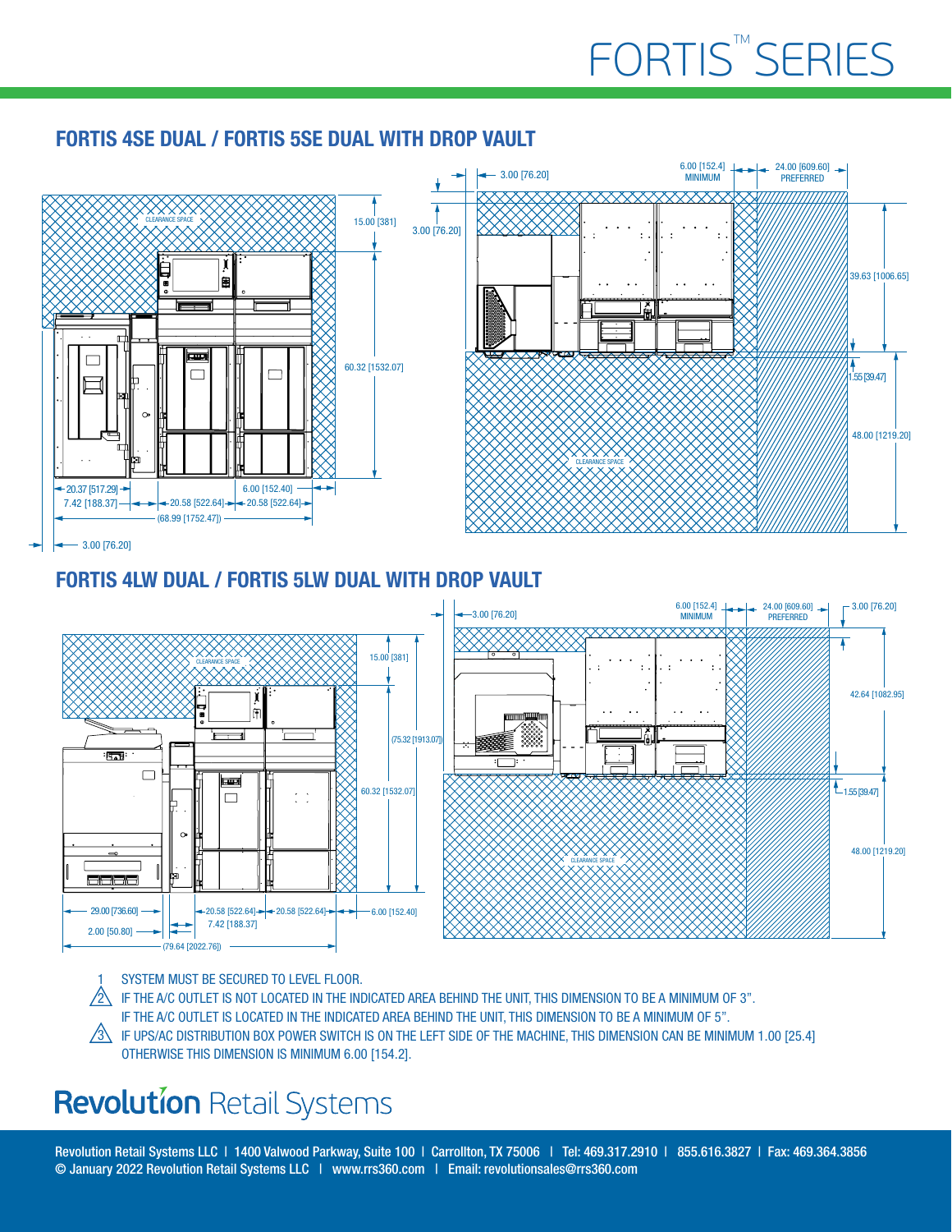# FORTIS™ SERIES

## FORTIS 4SE DUAL / FORTIS 5SE DUAL WITH DROP VAULT

CLEARANCE SPACE

15.00 [381]

60.32 [1532.07]

20.37 [517.29]

7.42 [188.37]

20.58 [522.64]

20.58 [522.64]

6.00 [152.40]

(68.99 [1752.47])

3.00 [76.20]

3.00 [76.20]

3.00 [76.20]

6.00 [152.4] MINIMUM

24.00 [609.60] PREFERRED

39.63 [1006.65]

1.55 [39.47]

48.00 [1219.20]

CLEARANCE SPACE

## FORTIS 4LW DUAL / FORTIS 5LW DUAL WITH DROP VAULT

CLEARANCE SPACE

15.00 [381]

(75.32 [1913.07])

60.32 [1532.07]

29.00 [736.60]

2.00 [50.80]

20.58 [522.64]

20.58 [522.64]

7.42 [188.37]

6.00 [152.40]

(79.64 [2022.76])

3.00 [76.20]

6.00 [152.4] MINIMUM

24.00 [609.60] PREFERRED

3.00 [76.20]

42.64 [1082.95]

1.55 [39.47]

48.00 [1219.20]

CLEARANCE SPACE

1. SYSTEM MUST BE SECURED TO LEVEL FLOOR.
2. IF THE A/C OUTLET IS NOT LOCATED IN THE INDICATED AREA BEHIND THE UNIT, THIS DIMENSION TO BE A MINIMUM OF 3".
   IF THE A/C OUTLET IS LOCATED IN THE INDICATED AREA BEHIND THE UNIT, THIS DIMENSION TO BE A MINIMUM OF 5".
3. IF UPS/AC DISTRIBUTION BOX POWER SWITCH IS ON THE LEFT SIDE OF THE MACHINE, THIS DIMENSION CAN BE MINIMUM 1.00 [25.4] OTHERWISE THIS DIMENSION IS MINIMUM 6.00 [154.2].

**Revolution** Retail Systems

Revolution Retail Systems LLC | 1400 Valwood Parkway, Suite 100 | Carrollton, TX 75006 | Tel: 469.317.2910 | 855.616.3827 | Fax: 469.364.3856
© January 2022 Revolution Retail Systems LLC | www.rrs360.com | Email: revolutionsales@rrs360.com